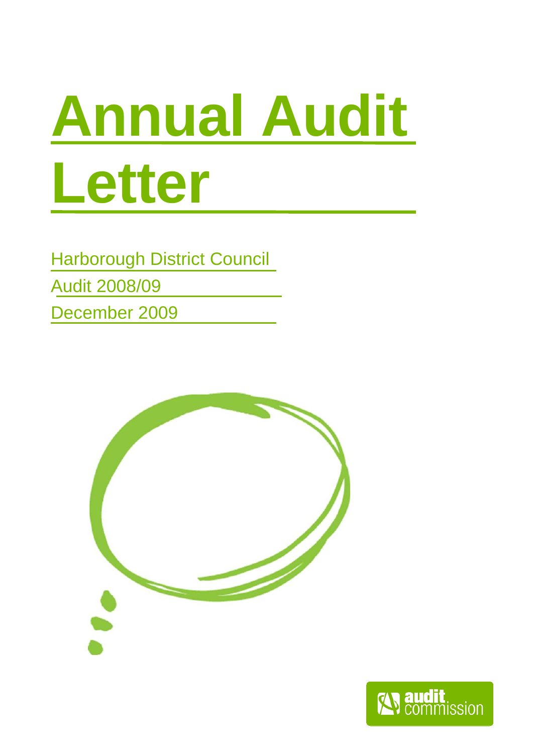# Annual Audit Letter

Harborough District Council

Audit 2008/09

December 2009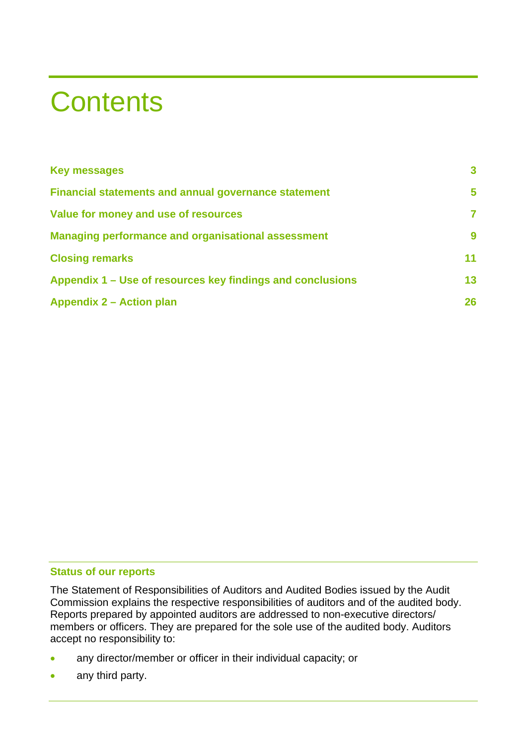# Contents

| | |
|---|---|
| **Key messages** | **3** |
| **Financial statements and annual governance statement** | **5** |
| **Value for money and use of resources** | **7** |
| **Managing performance and organisational assessment** | **9** |
| **Closing remarks** | **11** |
| **Appendix 1 – Use of resources key findings and conclusions** | **13** |
| **Appendix 2 – Action plan** | **26** |

**Status of our reports**

The Statement of Responsibilities of Auditors and Audited Bodies issued by the Audit Commission explains the respective responsibilities of auditors and of the audited body. Reports prepared by appointed auditors are addressed to non-executive directors/ members or officers. They are prepared for the sole use of the audited body. Auditors accept no responsibility to:

- any director/member or officer in their individual capacity; or
- any third party.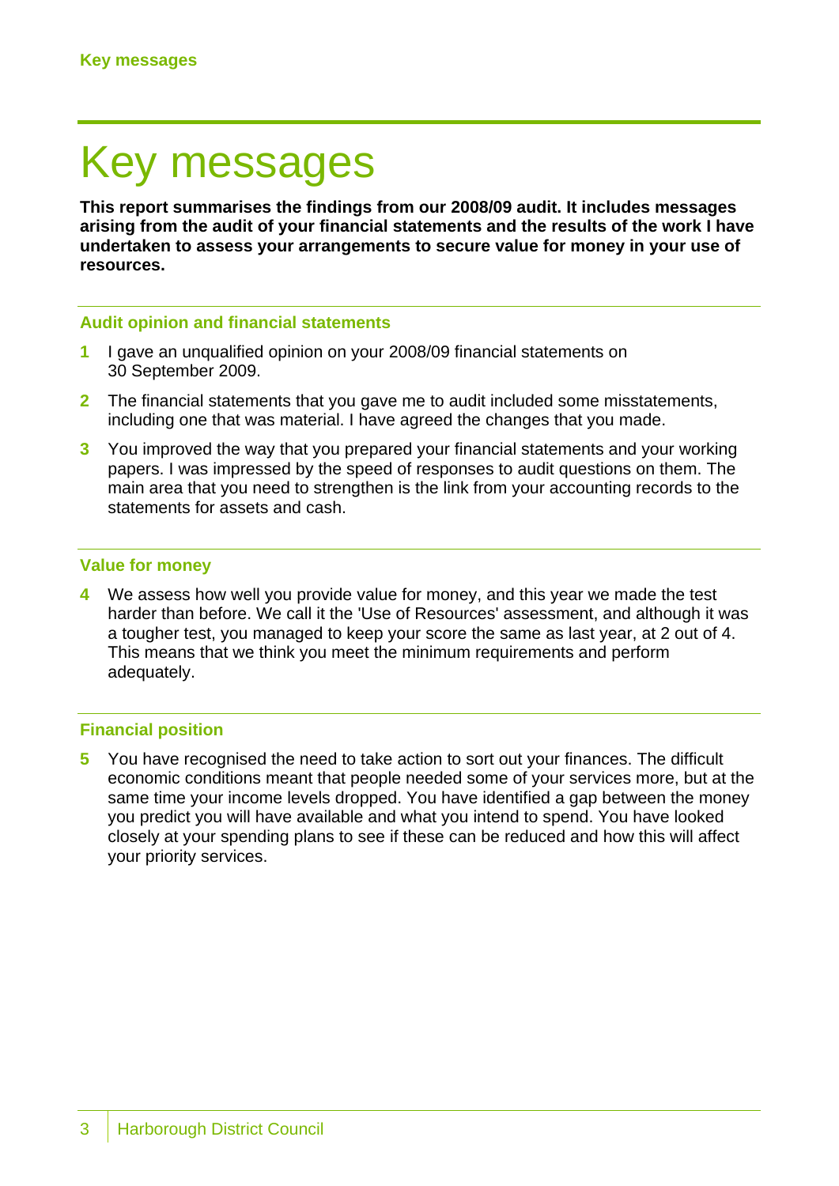# Key messages

**This report summarises the findings from our 2008/09 audit. It includes messages arising from the audit of your financial statements and the results of the work I have undertaken to assess your arrangements to secure value for money in your use of resources.**

## Audit opinion and financial statements

1. I gave an unqualified opinion on your 2008/09 financial statements on 30 September 2009.
2. The financial statements that you gave me to audit included some misstatements, including one that was material. I have agreed the changes that you made.
3. You improved the way that you prepared your financial statements and your working papers. I was impressed by the speed of responses to audit questions on them. The main area that you need to strengthen is the link from your accounting records to the statements for assets and cash.

## Value for money

4. We assess how well you provide value for money, and this year we made the test harder than before. We call it the 'Use of Resources' assessment, and although it was a tougher test, you managed to keep your score the same as last year, at 2 out of 4. This means that we think you meet the minimum requirements and perform adequately.

## Financial position

5. You have recognised the need to take action to sort out your finances. The difficult economic conditions meant that people needed some of your services more, but at the same time your income levels dropped. You have identified a gap between the money you predict you will have available and what you intend to spend. You have looked closely at your spending plans to see if these can be reduced and how this will affect your priority services.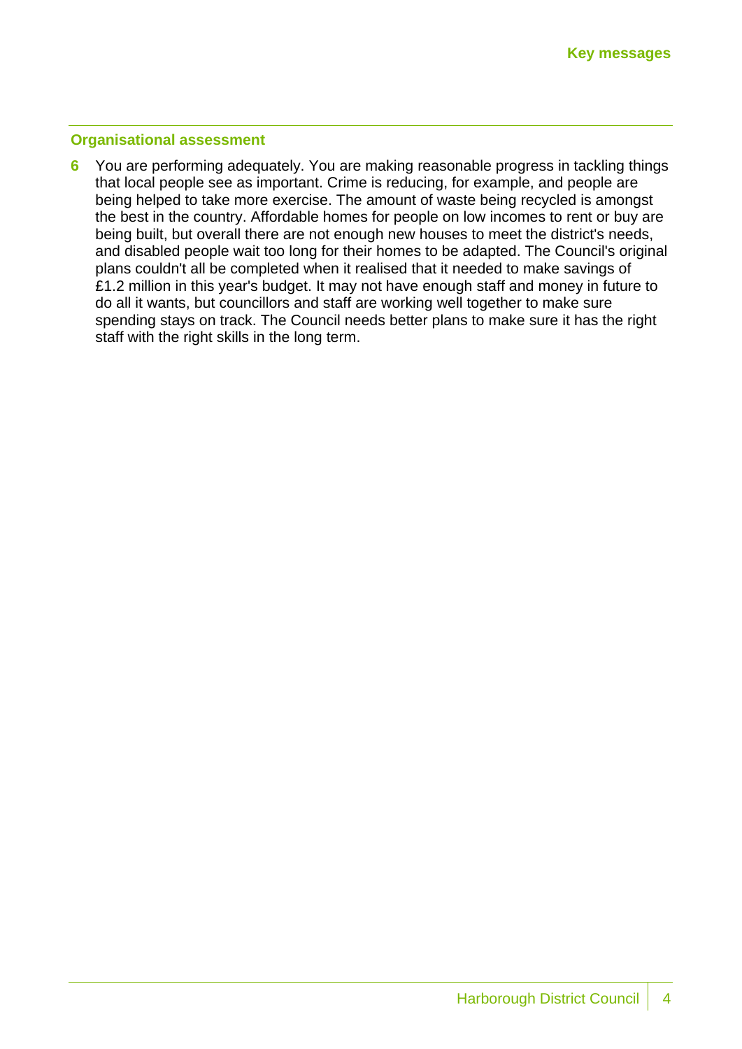## Organisational assessment

**6** You are performing adequately. You are making reasonable progress in tackling things that local people see as important. Crime is reducing, for example, and people are being helped to take more exercise. The amount of waste being recycled is amongst the best in the country. Affordable homes for people on low incomes to rent or buy are being built, but overall there are not enough new houses to meet the district's needs, and disabled people wait too long for their homes to be adapted. The Council's original plans couldn't all be completed when it realised that it needed to make savings of £1.2 million in this year's budget. It may not have enough staff and money in future to do all it wants, but councillors and staff are working well together to make sure spending stays on track. The Council needs better plans to make sure it has the right staff with the right skills in the long term.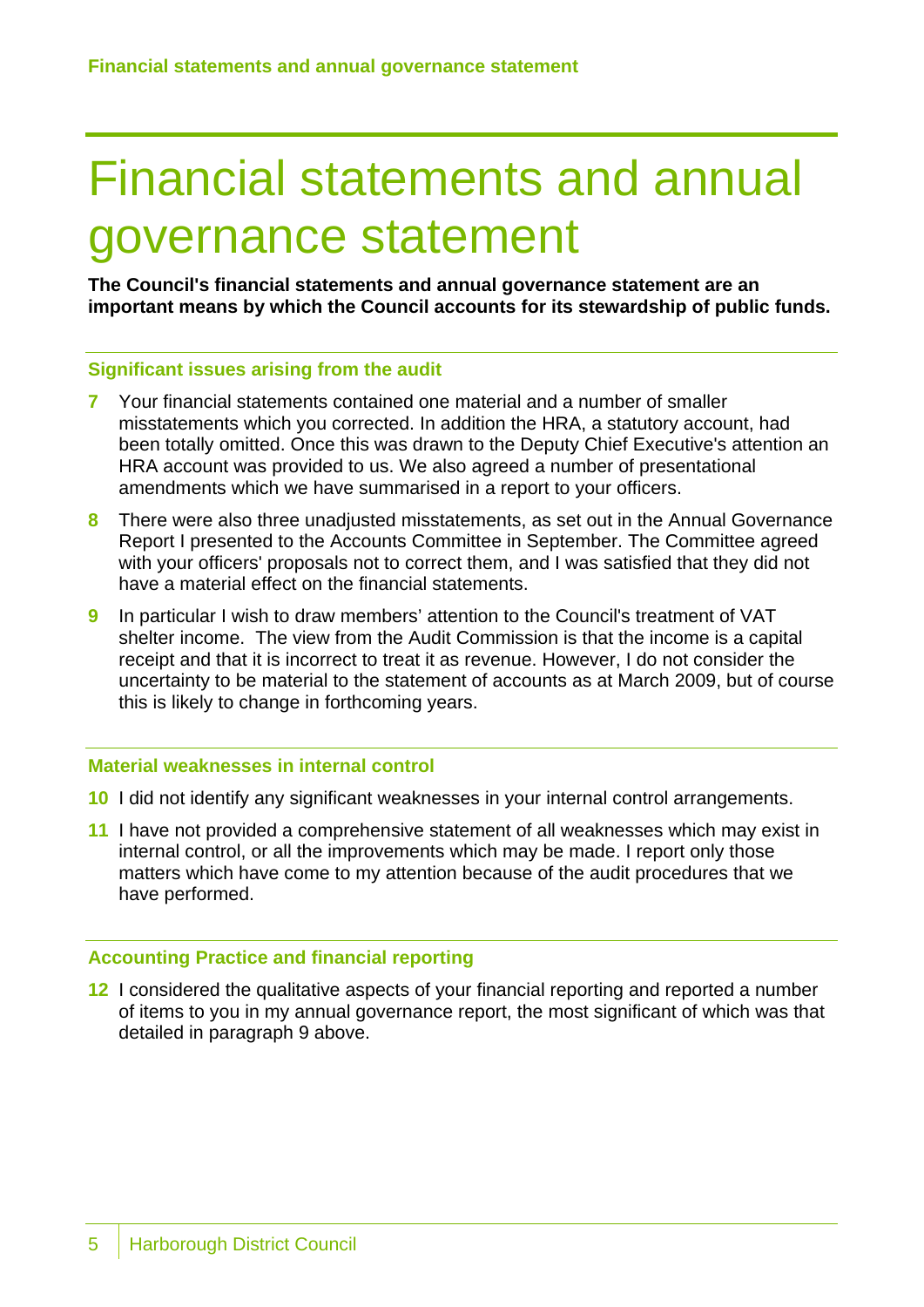# Financial statements and annual governance statement

**The Council's financial statements and annual governance statement are an important means by which the Council accounts for its stewardship of public funds.**

## Significant issues arising from the audit

**7** Your financial statements contained one material and a number of smaller misstatements which you corrected. In addition the HRA, a statutory account, had been totally omitted. Once this was drawn to the Deputy Chief Executive's attention an HRA account was provided to us. We also agreed a number of presentational amendments which we have summarised in a report to your officers.

**8** There were also three unadjusted misstatements, as set out in the Annual Governance Report I presented to the Accounts Committee in September. The Committee agreed with your officers' proposals not to correct them, and I was satisfied that they did not have a material effect on the financial statements.

**9** In particular I wish to draw members' attention to the Council's treatment of VAT shelter income. The view from the Audit Commission is that the income is a capital receipt and that it is incorrect to treat it as revenue. However, I do not consider the uncertainty to be material to the statement of accounts as at March 2009, but of course this is likely to change in forthcoming years.

## Material weaknesses in internal control

**10** I did not identify any significant weaknesses in your internal control arrangements.

**11** I have not provided a comprehensive statement of all weaknesses which may exist in internal control, or all the improvements which may be made. I report only those matters which have come to my attention because of the audit procedures that we have performed.

## Accounting Practice and financial reporting

**12** I considered the qualitative aspects of your financial reporting and reported a number of items to you in my annual governance report, the most significant of which was that detailed in paragraph 9 above.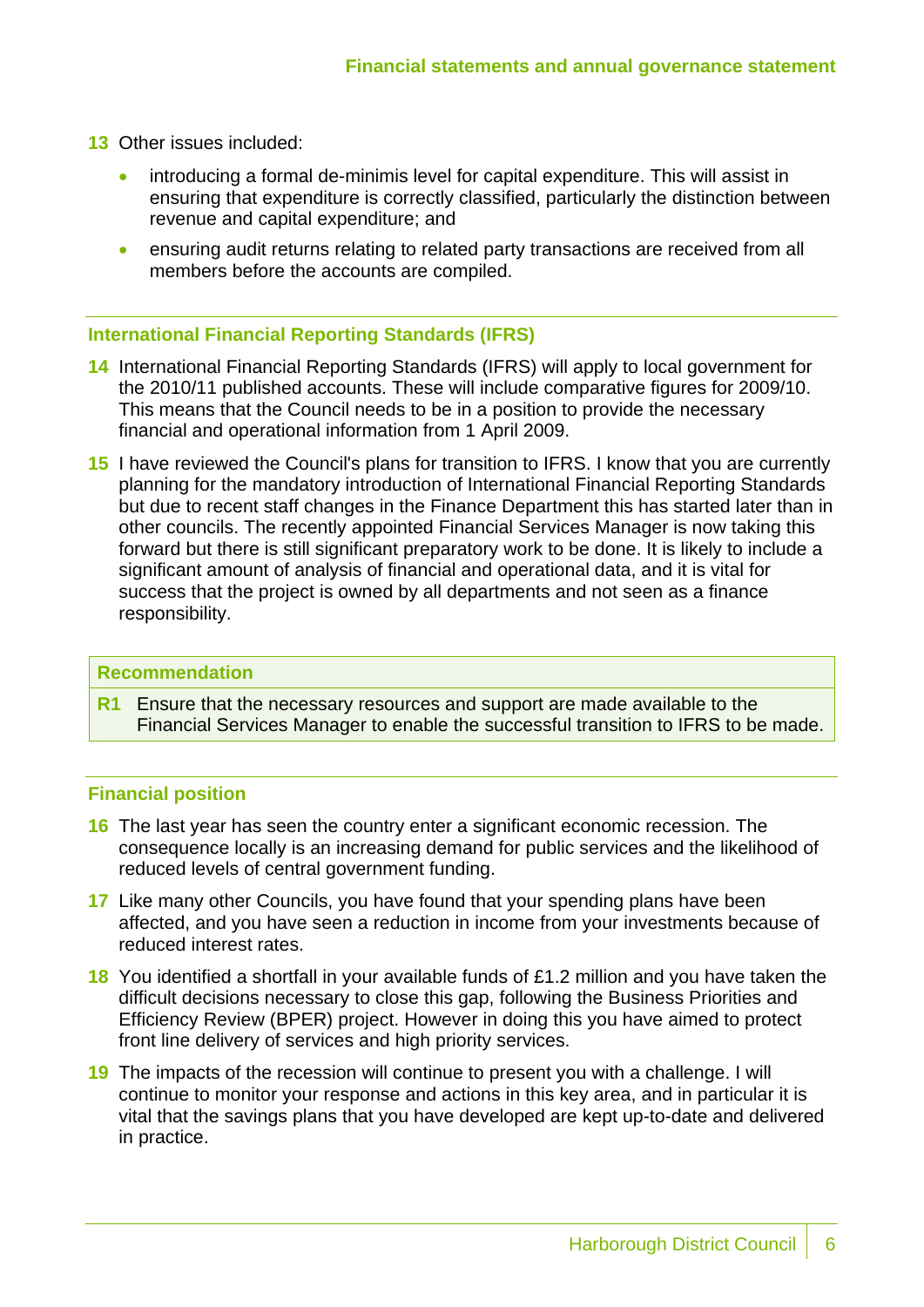13 Other issues included:

- introducing a formal de-minimis level for capital expenditure. This will assist in ensuring that expenditure is correctly classified, particularly the distinction between revenue and capital expenditure; and
- ensuring audit returns relating to related party transactions are received from all members before the accounts are compiled.

## International Financial Reporting Standards (IFRS)

14 International Financial Reporting Standards (IFRS) will apply to local government for the 2010/11 published accounts. These will include comparative figures for 2009/10. This means that the Council needs to be in a position to provide the necessary financial and operational information from 1 April 2009.

15 I have reviewed the Council's plans for transition to IFRS. I know that you are currently planning for the mandatory introduction of International Financial Reporting Standards but due to recent staff changes in the Finance Department this has started later than in other councils. The recently appointed Financial Services Manager is now taking this forward but there is still significant preparatory work to be done. It is likely to include a significant amount of analysis of financial and operational data, and it is vital for success that the project is owned by all departments and not seen as a finance responsibility.

**Recommendation**

**R1** Ensure that the necessary resources and support are made available to the Financial Services Manager to enable the successful transition to IFRS to be made.

## Financial position

16 The last year has seen the country enter a significant economic recession. The consequence locally is an increasing demand for public services and the likelihood of reduced levels of central government funding.

17 Like many other Councils, you have found that your spending plans have been affected, and you have seen a reduction in income from your investments because of reduced interest rates.

18 You identified a shortfall in your available funds of £1.2 million and you have taken the difficult decisions necessary to close this gap, following the Business Priorities and Efficiency Review (BPER) project. However in doing this you have aimed to protect front line delivery of services and high priority services.

19 The impacts of the recession will continue to present you with a challenge. I will continue to monitor your response and actions in this key area, and in particular it is vital that the savings plans that you have developed are kept up-to-date and delivered in practice.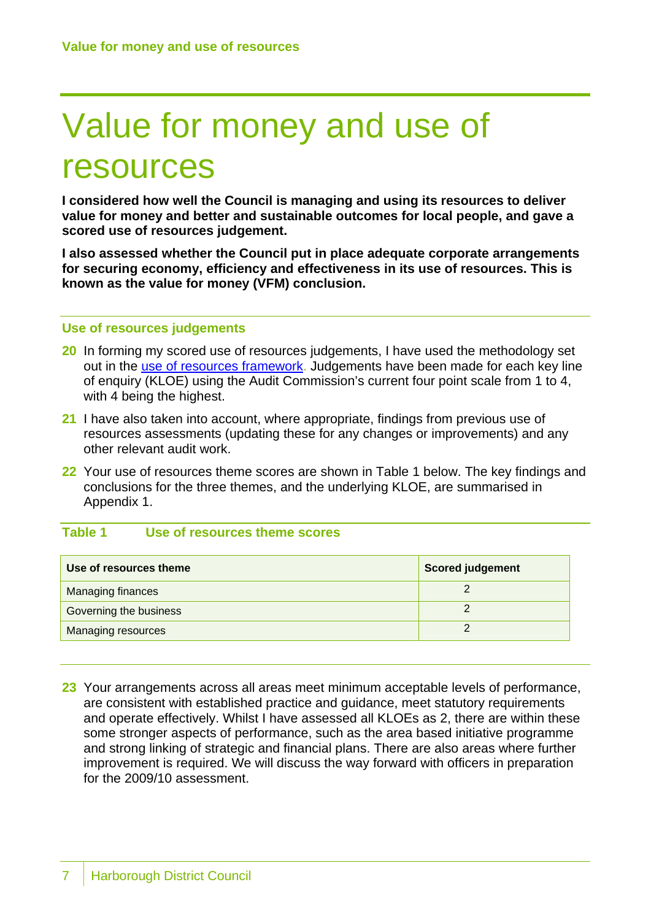# Value for money and use of resources

**I considered how well the Council is managing and using its resources to deliver value for money and better and sustainable outcomes for local people, and gave a scored use of resources judgement.**

**I also assessed whether the Council put in place adequate corporate arrangements for securing economy, efficiency and effectiveness in its use of resources. This is known as the value for money (VFM) conclusion.**

## Use of resources judgements

**20** In forming my scored use of resources judgements, I have used the methodology set out in the use of resources framework. Judgements have been made for each key line of enquiry (KLOE) using the Audit Commission's current four point scale from 1 to 4, with 4 being the highest.

**21** I have also taken into account, where appropriate, findings from previous use of resources assessments (updating these for any changes or improvements) and any other relevant audit work.

**22** Your use of resources theme scores are shown in Table 1 below. The key findings and conclusions for the three themes, and the underlying KLOE, are summarised in Appendix 1.

**Table 1 Use of resources theme scores**

| Use of resources theme | Scored judgement |
|---|---|
| Managing finances | 2 |
| Governing the business | 2 |
| Managing resources | 2 |

**23** Your arrangements across all areas meet minimum acceptable levels of performance, are consistent with established practice and guidance, meet statutory requirements and operate effectively. Whilst I have assessed all KLOEs as 2, there are within these some stronger aspects of performance, such as the area based initiative programme and strong linking of strategic and financial plans. There are also areas where further improvement is required. We will discuss the way forward with officers in preparation for the 2009/10 assessment.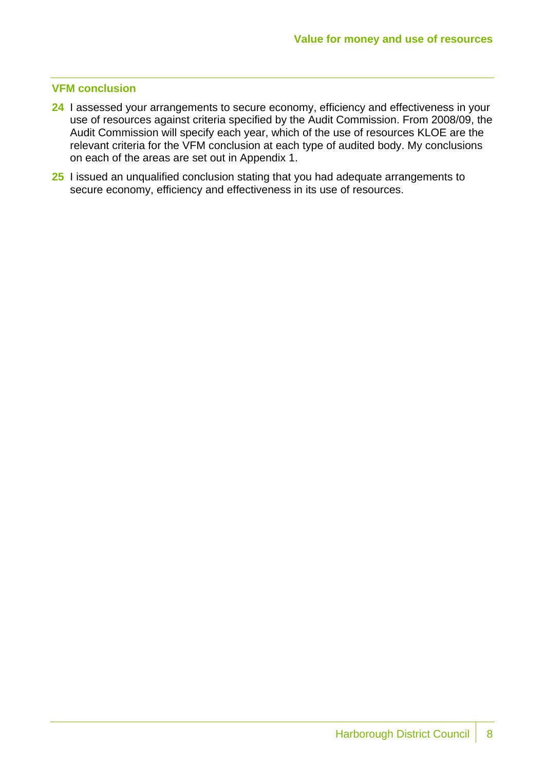## VFM conclusion

**24** I assessed your arrangements to secure economy, efficiency and effectiveness in your use of resources against criteria specified by the Audit Commission. From 2008/09, the Audit Commission will specify each year, which of the use of resources KLOE are the relevant criteria for the VFM conclusion at each type of audited body. My conclusions on each of the areas are set out in Appendix 1.

**25** I issued an unqualified conclusion stating that you had adequate arrangements to secure economy, efficiency and effectiveness in its use of resources.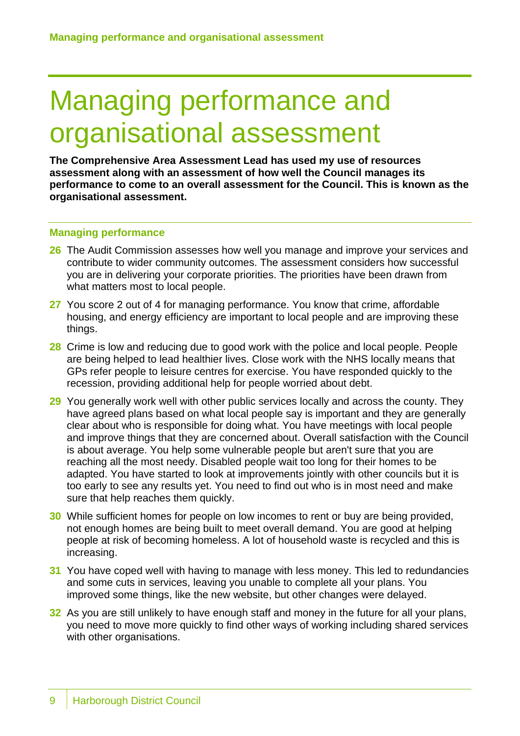# Managing performance and organisational assessment

**The Comprehensive Area Assessment Lead has used my use of resources assessment along with an assessment of how well the Council manages its performance to come to an overall assessment for the Council. This is known as the organisational assessment.**

## Managing performance

**26** The Audit Commission assesses how well you manage and improve your services and contribute to wider community outcomes. The assessment considers how successful you are in delivering your corporate priorities. The priorities have been drawn from what matters most to local people.

**27** You score 2 out of 4 for managing performance. You know that crime, affordable housing, and energy efficiency are important to local people and are improving these things.

**28** Crime is low and reducing due to good work with the police and local people. People are being helped to lead healthier lives. Close work with the NHS locally means that GPs refer people to leisure centres for exercise. You have responded quickly to the recession, providing additional help for people worried about debt.

**29** You generally work well with other public services locally and across the county. They have agreed plans based on what local people say is important and they are generally clear about who is responsible for doing what. You have meetings with local people and improve things that they are concerned about. Overall satisfaction with the Council is about average. You help some vulnerable people but aren't sure that you are reaching all the most needy. Disabled people wait too long for their homes to be adapted. You have started to look at improvements jointly with other councils but it is too early to see any results yet. You need to find out who is in most need and make sure that help reaches them quickly.

**30** While sufficient homes for people on low incomes to rent or buy are being provided, not enough homes are being built to meet overall demand. You are good at helping people at risk of becoming homeless. A lot of household waste is recycled and this is increasing.

**31** You have coped well with having to manage with less money. This led to redundancies and some cuts in services, leaving you unable to complete all your plans. You improved some things, like the new website, but other changes were delayed.

**32** As you are still unlikely to have enough staff and money in the future for all your plans, you need to move more quickly to find other ways of working including shared services with other organisations.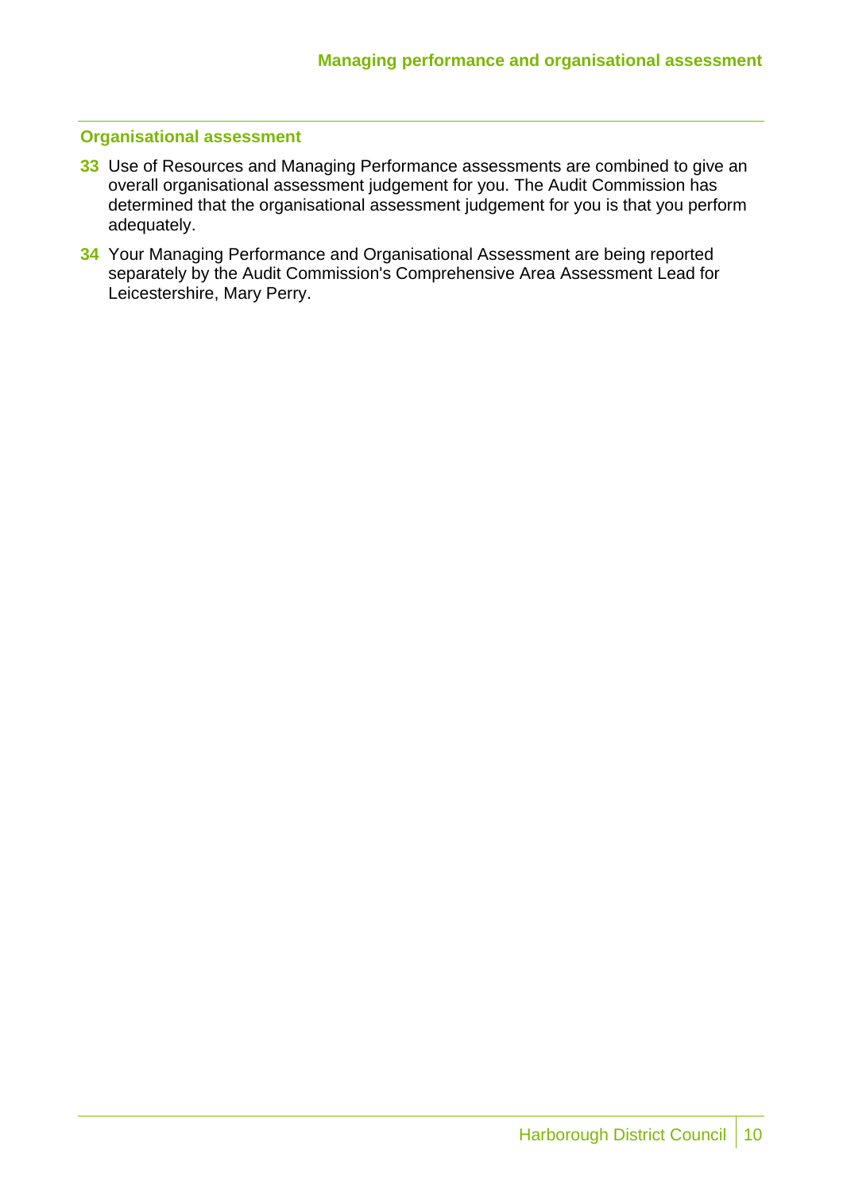## Organisational assessment

**33** Use of Resources and Managing Performance assessments are combined to give an overall organisational assessment judgement for you. The Audit Commission has determined that the organisational assessment judgement for you is that you perform adequately.

**34** Your Managing Performance and Organisational Assessment are being reported separately by the Audit Commission's Comprehensive Area Assessment Lead for Leicestershire, Mary Perry.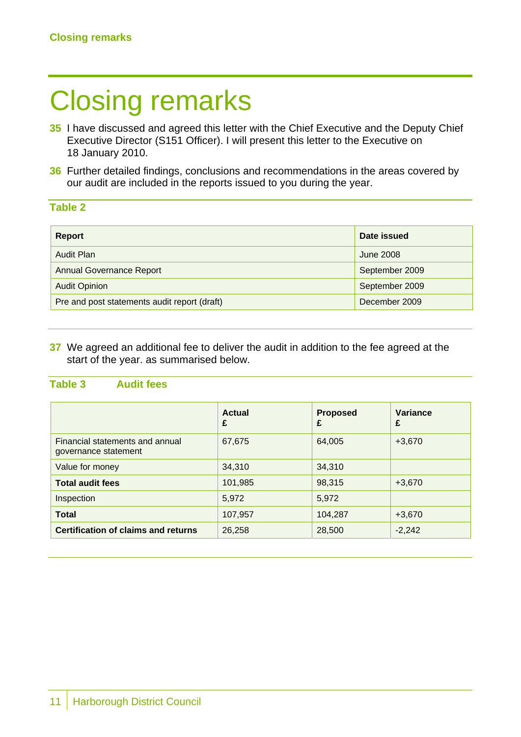# Closing remarks

**35** I have discussed and agreed this letter with the Chief Executive and the Deputy Chief Executive Director (S151 Officer). I will present this letter to the Executive on 18 January 2010.

**36** Further detailed findings, conclusions and recommendations in the areas covered by our audit are included in the reports issued to you during the year.

**Table 2**

| Report | Date issued |
|---|---|
| Audit Plan | June 2008 |
| Annual Governance Report | September 2009 |
| Audit Opinion | September 2009 |
| Pre and post statements audit report (draft) | December 2009 |

**37** We agreed an additional fee to deliver the audit in addition to the fee agreed at the start of the year. as summarised below.

**Table 3 Audit fees**

| | Actual £ | Proposed £ | Variance £ |
|---|---|---|---|
| Financial statements and annual governance statement | 67,675 | 64,005 | +3,670 |
| Value for money | 34,310 | 34,310 | |
| **Total audit fees** | 101,985 | 98,315 | +3,670 |
| Inspection | 5,972 | 5,972 | |
| **Total** | 107,957 | 104,287 | +3,670 |
| **Certification of claims and returns** | 26,258 | 28,500 | -2,242 |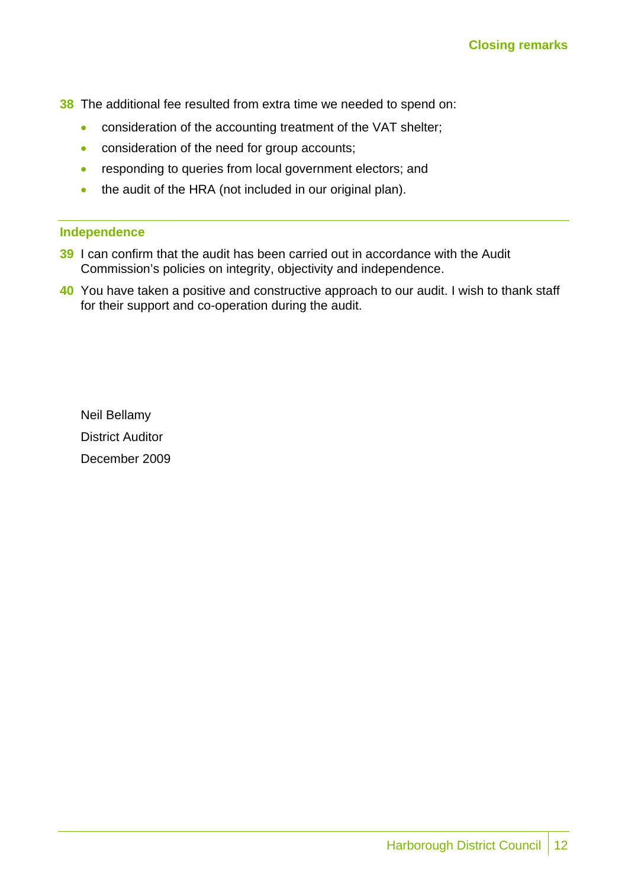38 The additional fee resulted from extra time we needed to spend on:

- consideration of the accounting treatment of the VAT shelter;
- consideration of the need for group accounts;
- responding to queries from local government electors; and
- the audit of the HRA (not included in our original plan).

## Independence

39 I can confirm that the audit has been carried out in accordance with the Audit Commission's policies on integrity, objectivity and independence.

40 You have taken a positive and constructive approach to our audit. I wish to thank staff for their support and co-operation during the audit.

Neil Bellamy

District Auditor

December 2009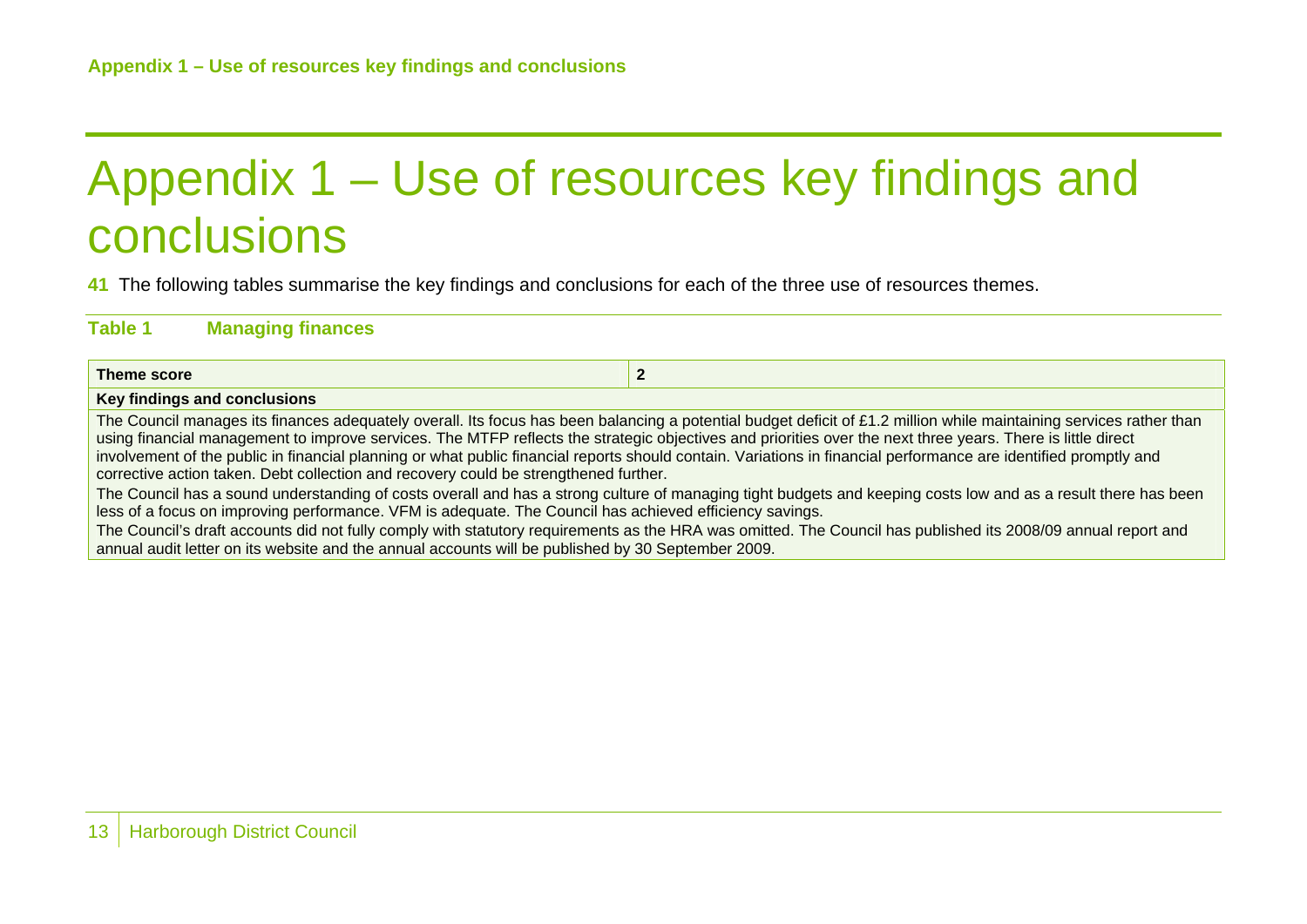# Appendix 1 – Use of resources key findings and conclusions

**41** The following tables summarise the key findings and conclusions for each of the three use of resources themes.

**Table 1 Managing finances**

| **Theme score** | **2** |
|---|---|
| **Key findings and conclusions** | |
| The Council manages its finances adequately overall. Its focus has been balancing a potential budget deficit of £1.2 million while maintaining services rather than using financial management to improve services. The MTFP reflects the strategic objectives and priorities over the next three years. There is little direct involvement of the public in financial planning or what public financial reports should contain. Variations in financial performance are identified promptly and corrective action taken. Debt collection and recovery could be strengthened further.<br>The Council has a sound understanding of costs overall and has a strong culture of managing tight budgets and keeping costs low and as a result there has been less of a focus on improving performance. VFM is adequate. The Council has achieved efficiency savings.<br>The Council's draft accounts did not fully comply with statutory requirements as the HRA was omitted. The Council has published its 2008/09 annual report and annual audit letter on its website and the annual accounts will be published by 30 September 2009. | |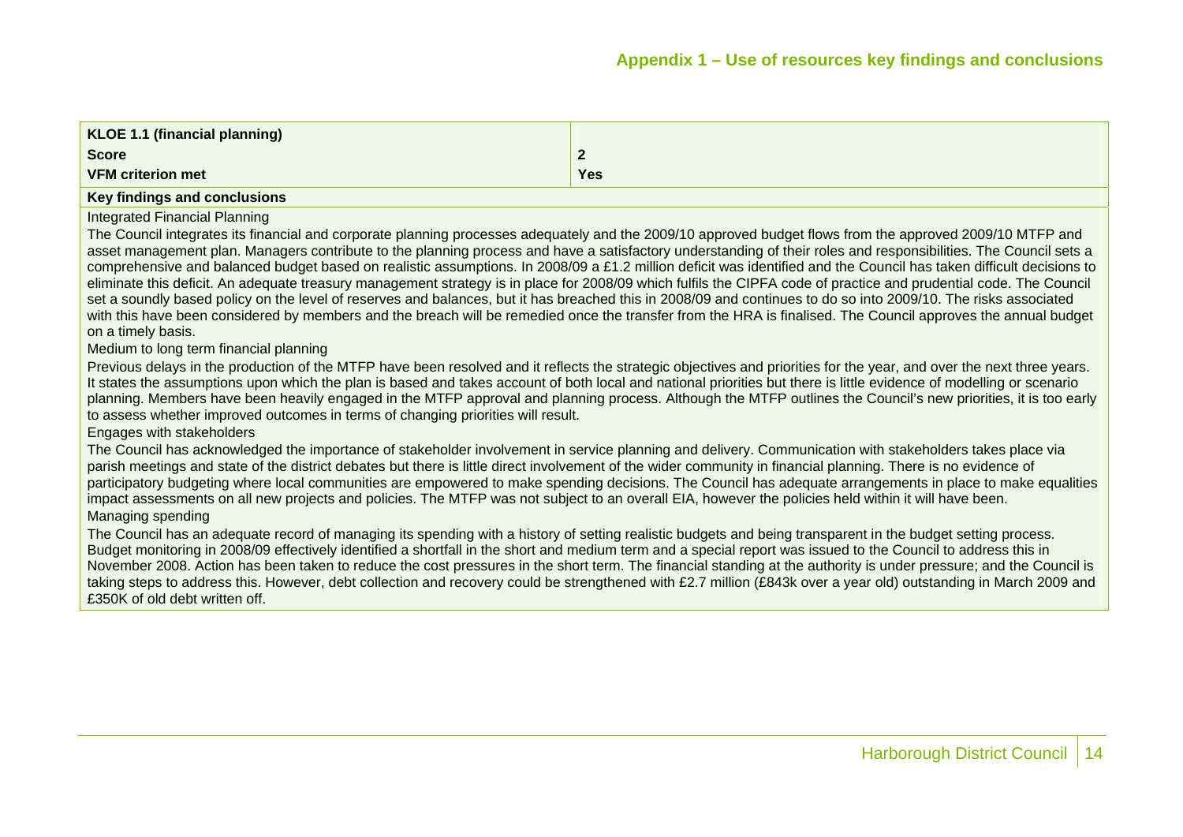## Appendix 1 – Use of resources key findings and conclusions

| **KLOE 1.1 (financial planning)** | |
|---|---|
| **Score** | **2** |
| **VFM criterion met** | **Yes** |

**Key findings and conclusions**

Integrated Financial Planning

The Council integrates its financial and corporate planning processes adequately and the 2009/10 approved budget flows from the approved 2009/10 MTFP and asset management plan. Managers contribute to the planning process and have a satisfactory understanding of their roles and responsibilities. The Council sets a comprehensive and balanced budget based on realistic assumptions. In 2008/09 a £1.2 million deficit was identified and the Council has taken difficult decisions to eliminate this deficit. An adequate treasury management strategy is in place for 2008/09 which fulfils the CIPFA code of practice and prudential code. The Council set a soundly based policy on the level of reserves and balances, but it has breached this in 2008/09 and continues to do so into 2009/10. The risks associated with this have been considered by members and the breach will be remedied once the transfer from the HRA is finalised. The Council approves the annual budget on a timely basis.

Medium to long term financial planning

Previous delays in the production of the MTFP have been resolved and it reflects the strategic objectives and priorities for the year, and over the next three years. It states the assumptions upon which the plan is based and takes account of both local and national priorities but there is little evidence of modelling or scenario planning. Members have been heavily engaged in the MTFP approval and planning process. Although the MTFP outlines the Council's new priorities, it is too early to assess whether improved outcomes in terms of changing priorities will result.

Engages with stakeholders

The Council has acknowledged the importance of stakeholder involvement in service planning and delivery. Communication with stakeholders takes place via parish meetings and state of the district debates but there is little direct involvement of the wider community in financial planning. There is no evidence of participatory budgeting where local communities are empowered to make spending decisions. The Council has adequate arrangements in place to make equalities impact assessments on all new projects and policies. The MTFP was not subject to an overall EIA, however the policies held within it will have been.

Managing spending

The Council has an adequate record of managing its spending with a history of setting realistic budgets and being transparent in the budget setting process. Budget monitoring in 2008/09 effectively identified a shortfall in the short and medium term and a special report was issued to the Council to address this in November 2008. Action has been taken to reduce the cost pressures in the short term. The financial standing at the authority is under pressure; and the Council is taking steps to address this. However, debt collection and recovery could be strengthened with £2.7 million (£843k over a year old) outstanding in March 2009 and £350K of old debt written off.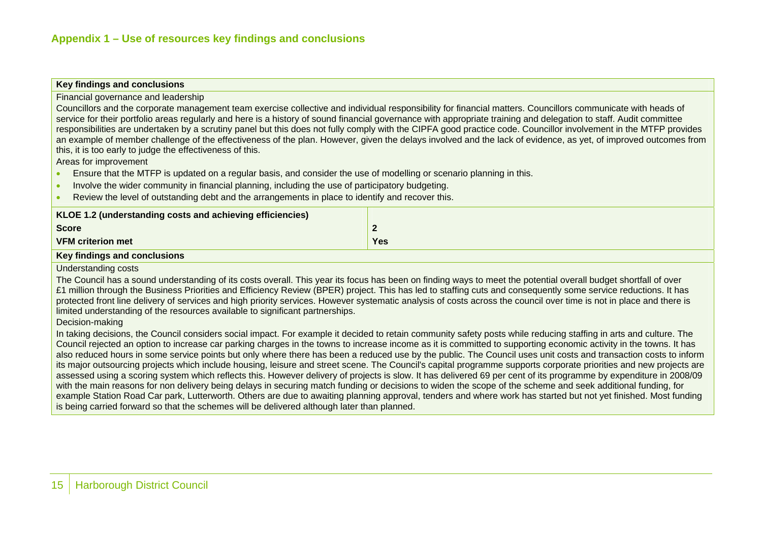## Appendix 1 – Use of resources key findings and conclusions

**Key findings and conclusions**

Financial governance and leadership

Councillors and the corporate management team exercise collective and individual responsibility for financial matters. Councillors communicate with heads of service for their portfolio areas regularly and here is a history of sound financial governance with appropriate training and delegation to staff. Audit committee responsibilities are undertaken by a scrutiny panel but this does not fully comply with the CIPFA good practice code. Councillor involvement in the MTFP provides an example of member challenge of the effectiveness of the plan. However, given the delays involved and the lack of evidence, as yet, of improved outcomes from this, it is too early to judge the effectiveness of this.

Areas for improvement

- Ensure that the MTFP is updated on a regular basis, and consider the use of modelling or scenario planning in this.
- Involve the wider community in financial planning, including the use of participatory budgeting.
- Review the level of outstanding debt and the arrangements in place to identify and recover this.

| KLOE 1.2 (understanding costs and achieving efficiencies) | |
|---|---|
| **Score** | **2** |
| **VFM criterion met** | **Yes** |

**Key findings and conclusions**

Understanding costs

The Council has a sound understanding of its costs overall. This year its focus has been on finding ways to meet the potential overall budget shortfall of over £1 million through the Business Priorities and Efficiency Review (BPER) project. This has led to staffing cuts and consequently some service reductions. It has protected front line delivery of services and high priority services. However systematic analysis of costs across the council over time is not in place and there is limited understanding of the resources available to significant partnerships.

Decision-making

In taking decisions, the Council considers social impact. For example it decided to retain community safety posts while reducing staffing in arts and culture. The Council rejected an option to increase car parking charges in the towns to increase income as it is committed to supporting economic activity in the towns. It has also reduced hours in some service points but only where there has been a reduced use by the public. The Council uses unit costs and transaction costs to inform its major outsourcing projects which include housing, leisure and street scene. The Council's capital programme supports corporate priorities and new projects are assessed using a scoring system which reflects this. However delivery of projects is slow. It has delivered 69 per cent of its programme by expenditure in 2008/09 with the main reasons for non delivery being delays in securing match funding or decisions to widen the scope of the scheme and seek additional funding, for example Station Road Car park, Lutterworth. Others are due to awaiting planning approval, tenders and where work has started but not yet finished. Most funding is being carried forward so that the schemes will be delivered although later than planned.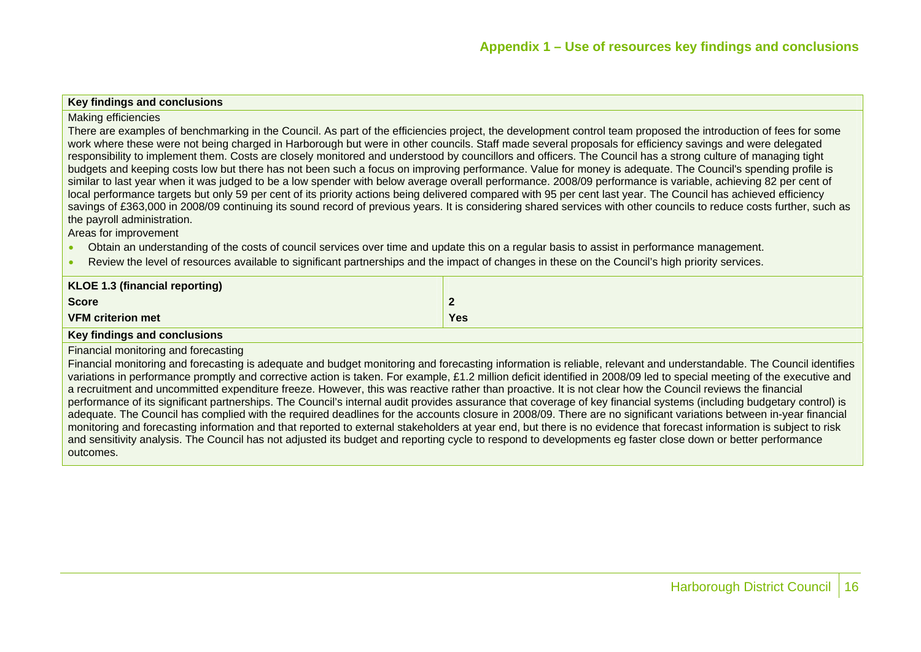## Appendix 1 – Use of resources key findings and conclusions

**Key findings and conclusions**

Making efficiencies

There are examples of benchmarking in the Council. As part of the efficiencies project, the development control team proposed the introduction of fees for some work where these were not being charged in Harborough but were in other councils. Staff made several proposals for efficiency savings and were delegated responsibility to implement them. Costs are closely monitored and understood by councillors and officers. The Council has a strong culture of managing tight budgets and keeping costs low but there has not been such a focus on improving performance. Value for money is adequate. The Council's spending profile is similar to last year when it was judged to be a low spender with below average overall performance. 2008/09 performance is variable, achieving 82 per cent of local performance targets but only 59 per cent of its priority actions being delivered compared with 95 per cent last year. The Council has achieved efficiency savings of £363,000 in 2008/09 continuing its sound record of previous years. It is considering shared services with other councils to reduce costs further, such as the payroll administration.

Areas for improvement

- Obtain an understanding of the costs of council services over time and update this on a regular basis to assist in performance management.
- Review the level of resources available to significant partnerships and the impact of changes in these on the Council's high priority services.

| **KLOE 1.3 (financial reporting)** | |
|---|---|
| **Score** | **2** |
| **VFM criterion met** | **Yes** |

**Key findings and conclusions**

Financial monitoring and forecasting

Financial monitoring and forecasting is adequate and budget monitoring and forecasting information is reliable, relevant and understandable. The Council identifies variations in performance promptly and corrective action is taken. For example, £1.2 million deficit identified in 2008/09 led to special meeting of the executive and a recruitment and uncommitted expenditure freeze. However, this was reactive rather than proactive. It is not clear how the Council reviews the financial performance of its significant partnerships. The Council's internal audit provides assurance that coverage of key financial systems (including budgetary control) is adequate. The Council has complied with the required deadlines for the accounts closure in 2008/09. There are no significant variations between in-year financial monitoring and forecasting information and that reported to external stakeholders at year end, but there is no evidence that forecast information is subject to risk and sensitivity analysis. The Council has not adjusted its budget and reporting cycle to respond to developments eg faster close down or better performance outcomes.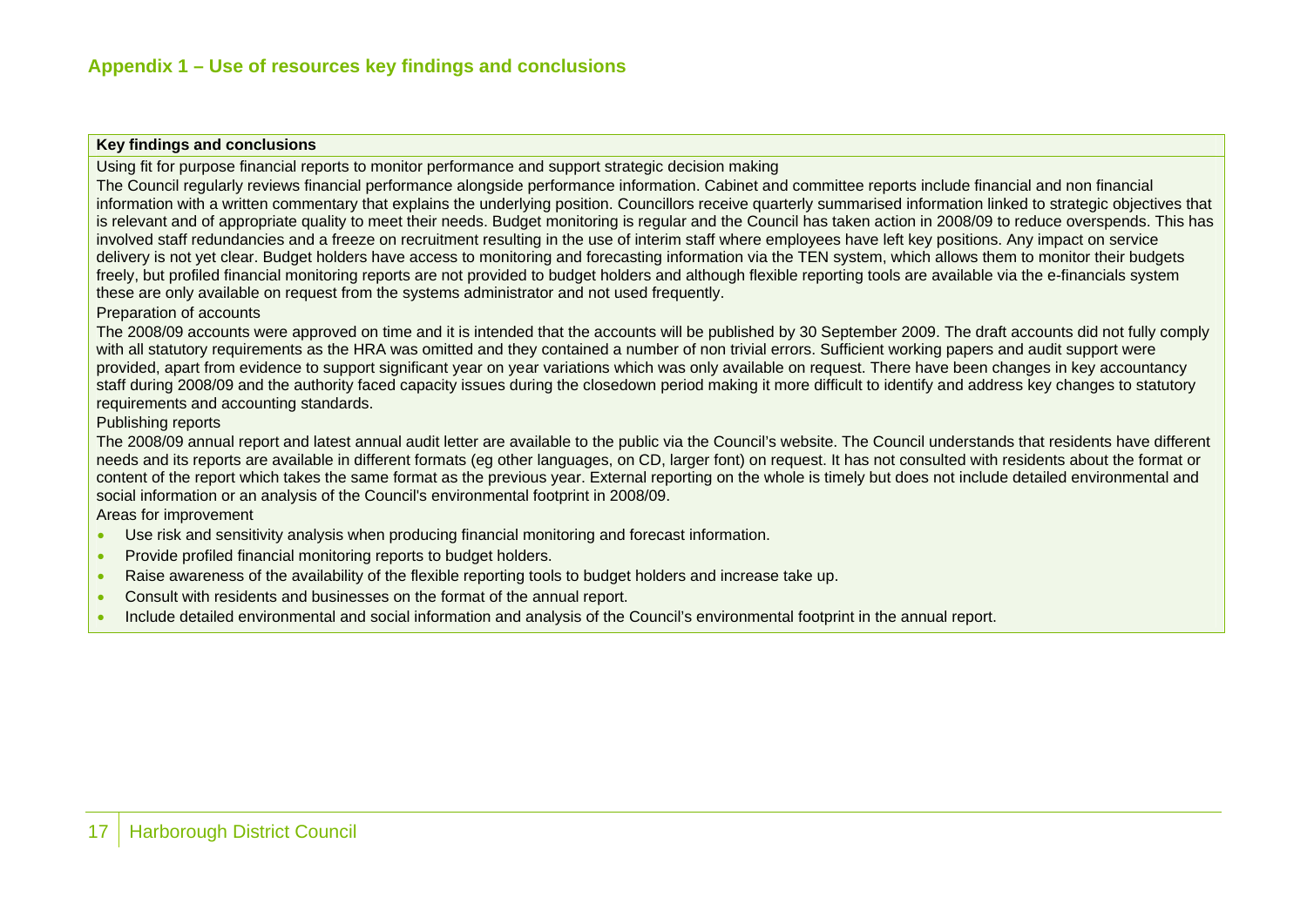## Appendix 1 – Use of resources key findings and conclusions

| Key findings and conclusions |
|---|
| Using fit for purpose financial reports to monitor performance and support strategic decision making<br>The Council regularly reviews financial performance alongside performance information. Cabinet and committee reports include financial and non financial information with a written commentary that explains the underlying position. Councillors receive quarterly summarised information linked to strategic objectives that is relevant and of appropriate quality to meet their needs. Budget monitoring is regular and the Council has taken action in 2008/09 to reduce overspends. This has involved staff redundancies and a freeze on recruitment resulting in the use of interim staff where employees have left key positions. Any impact on service delivery is not yet clear. Budget holders have access to monitoring and forecasting information via the TEN system, which allows them to monitor their budgets freely, but profiled financial monitoring reports are not provided to budget holders and although flexible reporting tools are available via the e-financials system these are only available on request from the systems administrator and not used frequently.<br>Preparation of accounts<br>The 2008/09 accounts were approved on time and it is intended that the accounts will be published by 30 September 2009. The draft accounts did not fully comply with all statutory requirements as the HRA was omitted and they contained a number of non trivial errors. Sufficient working papers and audit support were provided, apart from evidence to support significant year on year variations which was only available on request. There have been changes in key accountancy staff during 2008/09 and the authority faced capacity issues during the closedown period making it more difficult to identify and address key changes to statutory requirements and accounting standards.<br>Publishing reports<br>The 2008/09 annual report and latest annual audit letter are available to the public via the Council's website. The Council understands that residents have different needs and its reports are available in different formats (eg other languages, on CD, larger font) on request. It has not consulted with residents about the format or content of the report which takes the same format as the previous year. External reporting on the whole is timely but does not include detailed environmental and social information or an analysis of the Council's environmental footprint in 2008/09.<br>Areas for improvement<br>• Use risk and sensitivity analysis when producing financial monitoring and forecast information.<br>• Provide profiled financial monitoring reports to budget holders.<br>• Raise awareness of the availability of the flexible reporting tools to budget holders and increase take up.<br>• Consult with residents and businesses on the format of the annual report.<br>• Include detailed environmental and social information and analysis of the Council's environmental footprint in the annual report. |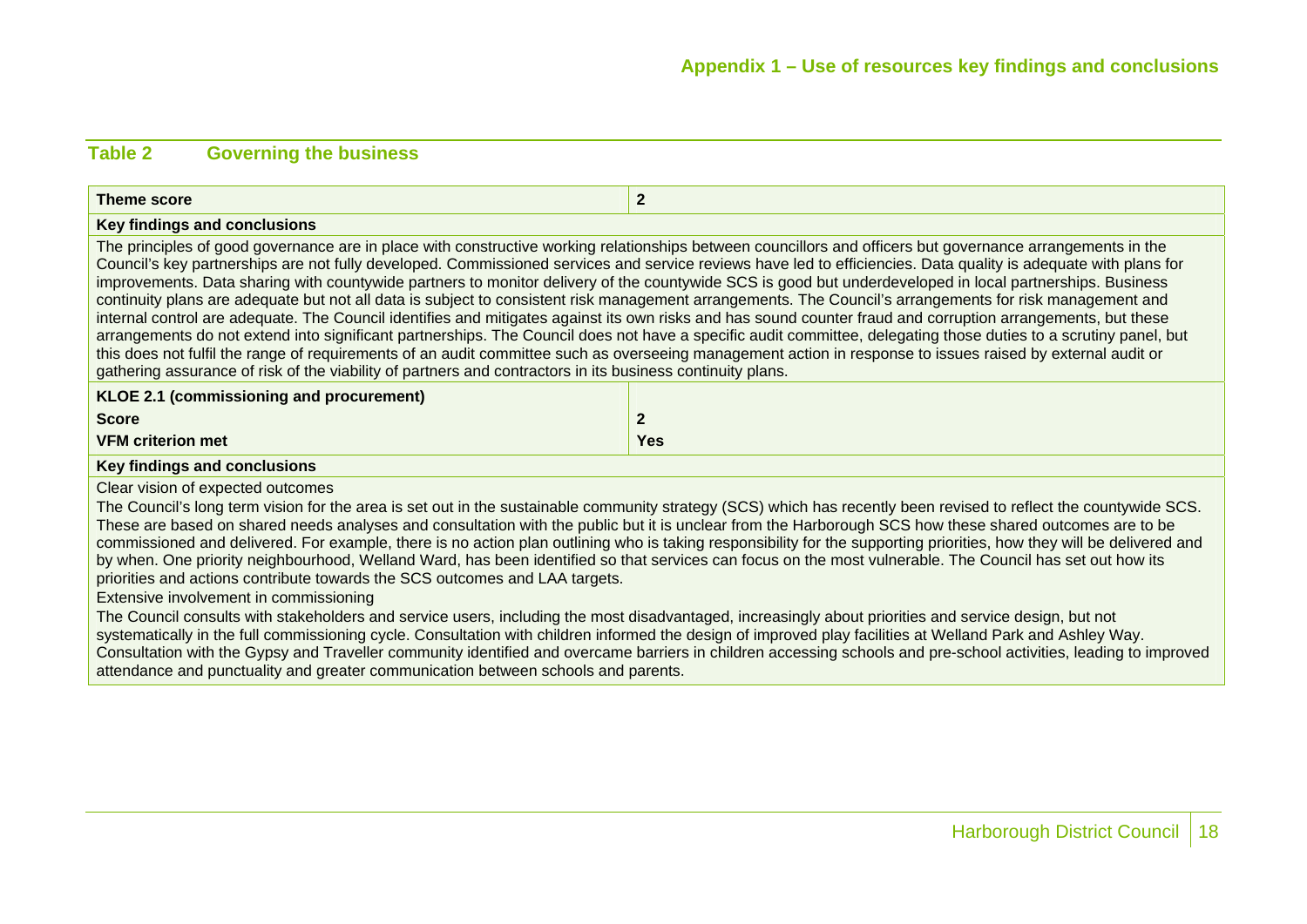## Table 2 Governing the business

| Theme score | 2 |
|---|---|
| **Key findings and conclusions** | |
| The principles of good governance are in place with constructive working relationships between councillors and officers but governance arrangements in the Council's key partnerships are not fully developed. Commissioned services and service reviews have led to efficiencies. Data quality is adequate with plans for improvements. Data sharing with countywide partners to monitor delivery of the countywide SCS is good but underdeveloped in local partnerships. Business continuity plans are adequate but not all data is subject to consistent risk management arrangements. The Council's arrangements for risk management and internal control are adequate. The Council identifies and mitigates against its own risks and has sound counter fraud and corruption arrangements, but these arrangements do not extend into significant partnerships. The Council does not have a specific audit committee, delegating those duties to a scrutiny panel, but this does not fulfil the range of requirements of an audit committee such as overseeing management action in response to issues raised by external audit or gathering assurance of risk of the viability of partners and contractors in its business continuity plans. | |
| **KLOE 2.1 (commissioning and procurement)** | |
| **Score** | **2** |
| **VFM criterion met** | **Yes** |
| **Key findings and conclusions** | |
| Clear vision of expected outcomes<br>The Council's long term vision for the area is set out in the sustainable community strategy (SCS) which has recently been revised to reflect the countywide SCS. These are based on shared needs analyses and consultation with the public but it is unclear from the Harborough SCS how these shared outcomes are to be commissioned and delivered. For example, there is no action plan outlining who is taking responsibility for the supporting priorities, how they will be delivered and by when. One priority neighbourhood, Welland Ward, has been identified so that services can focus on the most vulnerable. The Council has set out how its priorities and actions contribute towards the SCS outcomes and LAA targets.<br>Extensive involvement in commissioning<br>The Council consults with stakeholders and service users, including the most disadvantaged, increasingly about priorities and service design, but not systematically in the full commissioning cycle. Consultation with children informed the design of improved play facilities at Welland Park and Ashley Way. Consultation with the Gypsy and Traveller community identified and overcame barriers in children accessing schools and pre-school activities, leading to improved attendance and punctuality and greater communication between schools and parents. | |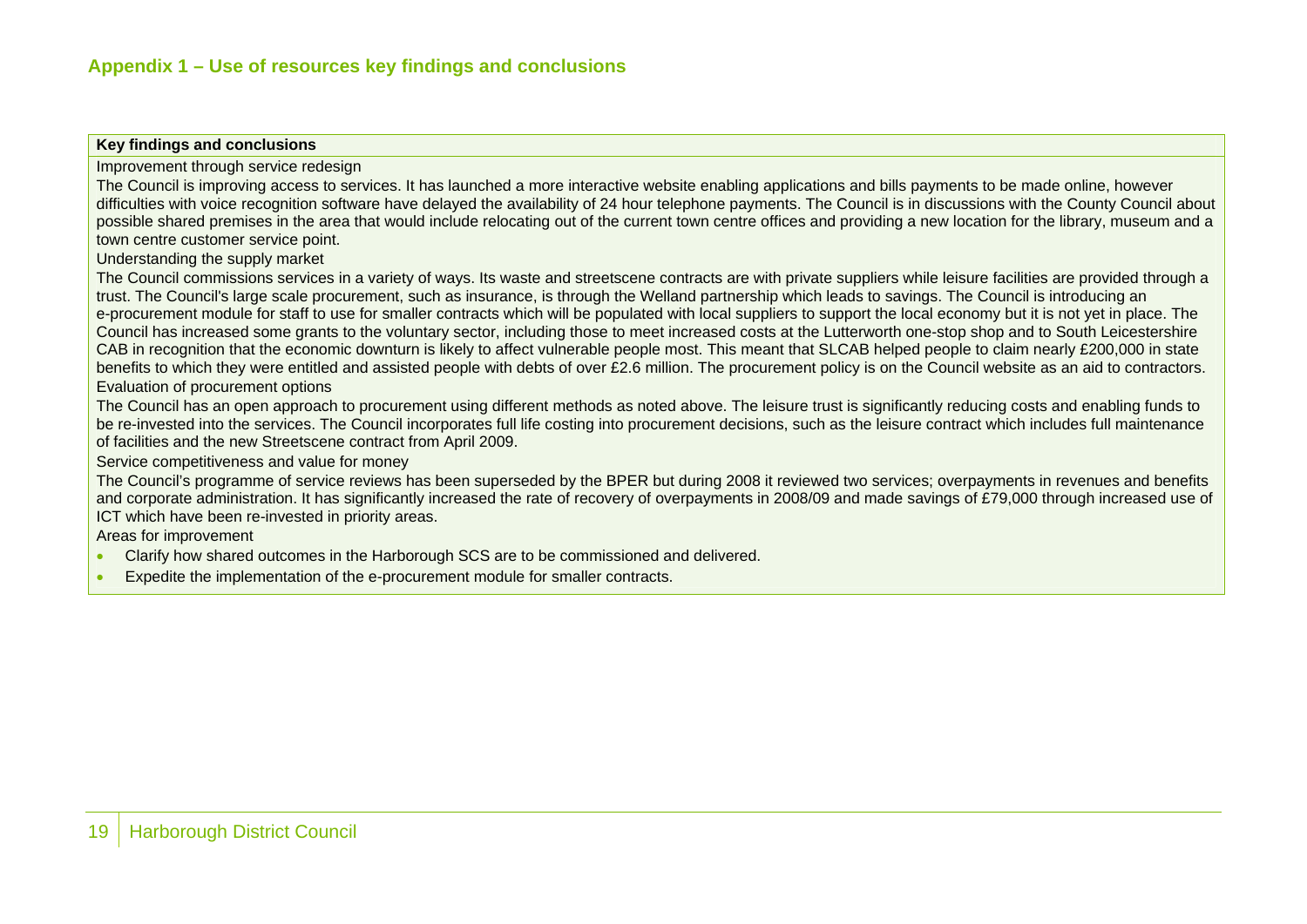## Appendix 1 – Use of resources key findings and conclusions

| Key findings and conclusions |
|---|
| Improvement through service redesign<br>The Council is improving access to services. It has launched a more interactive website enabling applications and bills payments to be made online, however difficulties with voice recognition software have delayed the availability of 24 hour telephone payments. The Council is in discussions with the County Council about possible shared premises in the area that would include relocating out of the current town centre offices and providing a new location for the library, museum and a town centre customer service point.<br>Understanding the supply market<br>The Council commissions services in a variety of ways. Its waste and streetscene contracts are with private suppliers while leisure facilities are provided through a trust. The Council's large scale procurement, such as insurance, is through the Welland partnership which leads to savings. The Council is introducing an e-procurement module for staff to use for smaller contracts which will be populated with local suppliers to support the local economy but it is not yet in place. The Council has increased some grants to the voluntary sector, including those to meet increased costs at the Lutterworth one-stop shop and to South Leicestershire CAB in recognition that the economic downturn is likely to affect vulnerable people most. This meant that SLCAB helped people to claim nearly £200,000 in state benefits to which they were entitled and assisted people with debts of over £2.6 million. The procurement policy is on the Council website as an aid to contractors.<br>Evaluation of procurement options<br>The Council has an open approach to procurement using different methods as noted above. The leisure trust is significantly reducing costs and enabling funds to be re-invested into the services. The Council incorporates full life costing into procurement decisions, such as the leisure contract which includes full maintenance of facilities and the new Streetscene contract from April 2009.<br>Service competitiveness and value for money<br>The Council's programme of service reviews has been superseded by the BPER but during 2008 it reviewed two services; overpayments in revenues and benefits and corporate administration. It has significantly increased the rate of recovery of overpayments in 2008/09 and made savings of £79,000 through increased use of ICT which have been re-invested in priority areas.<br>Areas for improvement<br>• Clarify how shared outcomes in the Harborough SCS are to be commissioned and delivered.<br>• Expedite the implementation of the e-procurement module for smaller contracts. |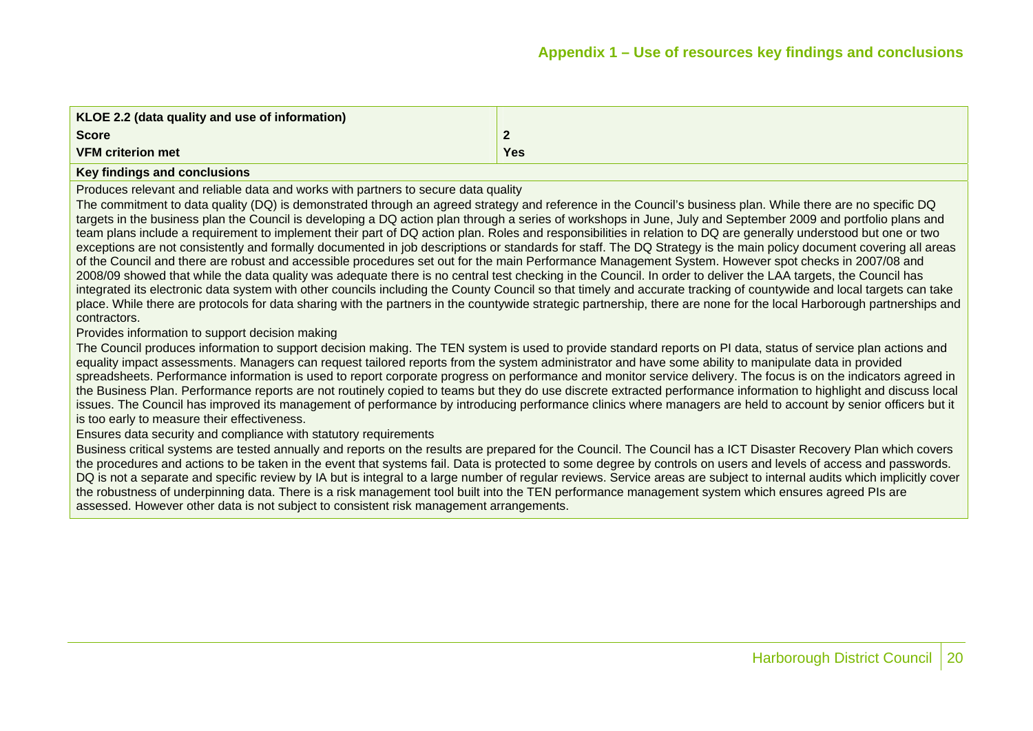## Appendix 1 – Use of resources key findings and conclusions

| KLOE 2.2 (data quality and use of information) | |
|---|---|
| **Score** | **2** |
| **VFM criterion met** | **Yes** |

**Key findings and conclusions**

Produces relevant and reliable data and works with partners to secure data quality

The commitment to data quality (DQ) is demonstrated through an agreed strategy and reference in the Council's business plan. While there are no specific DQ targets in the business plan the Council is developing a DQ action plan through a series of workshops in June, July and September 2009 and portfolio plans and team plans include a requirement to implement their part of DQ action plan. Roles and responsibilities in relation to DQ are generally understood but one or two exceptions are not consistently and formally documented in job descriptions or standards for staff. The DQ Strategy is the main policy document covering all areas of the Council and there are robust and accessible procedures set out for the main Performance Management System. However spot checks in 2007/08 and 2008/09 showed that while the data quality was adequate there is no central test checking in the Council. In order to deliver the LAA targets, the Council has integrated its electronic data system with other councils including the County Council so that timely and accurate tracking of countywide and local targets can take place. While there are protocols for data sharing with the partners in the countywide strategic partnership, there are none for the local Harborough partnerships and contractors.

Provides information to support decision making

The Council produces information to support decision making. The TEN system is used to provide standard reports on PI data, status of service plan actions and equality impact assessments. Managers can request tailored reports from the system administrator and have some ability to manipulate data in provided spreadsheets. Performance information is used to report corporate progress on performance and monitor service delivery. The focus is on the indicators agreed in the Business Plan. Performance reports are not routinely copied to teams but they do use discrete extracted performance information to highlight and discuss local issues. The Council has improved its management of performance by introducing performance clinics where managers are held to account by senior officers but it is too early to measure their effectiveness.

Ensures data security and compliance with statutory requirements

Business critical systems are tested annually and reports on the results are prepared for the Council. The Council has a ICT Disaster Recovery Plan which covers the procedures and actions to be taken in the event that systems fail. Data is protected to some degree by controls on users and levels of access and passwords. DQ is not a separate and specific review by IA but is integral to a large number of regular reviews. Service areas are subject to internal audits which implicitly cover the robustness of underpinning data. There is a risk management tool built into the TEN performance management system which ensures agreed PIs are assessed. However other data is not subject to consistent risk management arrangements.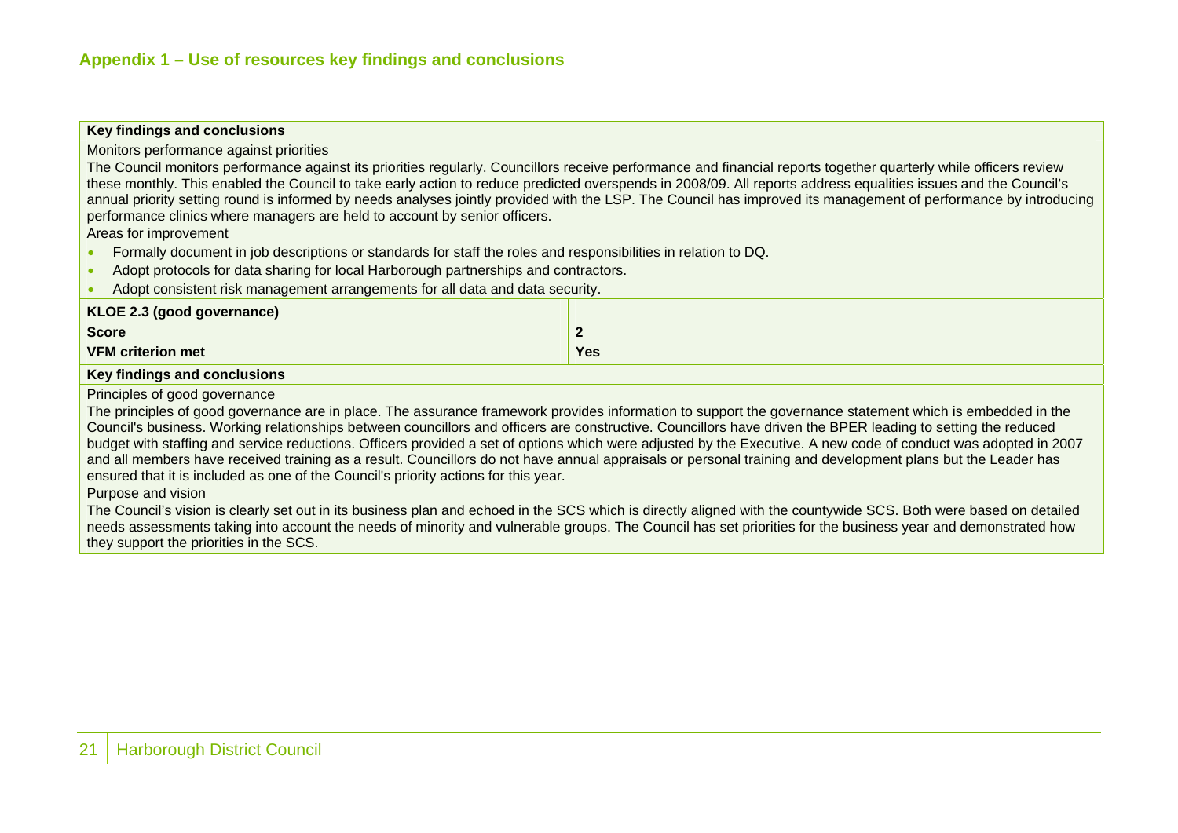## Appendix 1 – Use of resources key findings and conclusions

| Key findings and conclusions | |
|---|---|
| Monitors performance against priorities<br>The Council monitors performance against its priorities regularly. Councillors receive performance and financial reports together quarterly while officers review these monthly. This enabled the Council to take early action to reduce predicted overspends in 2008/09. All reports address equalities issues and the Council's annual priority setting round is informed by needs analyses jointly provided with the LSP. The Council has improved its management of performance by introducing performance clinics where managers are held to account by senior officers.<br>Areas for improvement<br>• Formally document in job descriptions or standards for staff the roles and responsibilities in relation to DQ.<br>• Adopt protocols for data sharing for local Harborough partnerships and contractors.<br>• Adopt consistent risk management arrangements for all data and data security. | |
| **KLOE 2.3 (good governance)** | |
| **Score** | **2** |
| **VFM criterion met** | **Yes** |
| **Key findings and conclusions** | |
| Principles of good governance<br>The principles of good governance are in place. The assurance framework provides information to support the governance statement which is embedded in the Council's business. Working relationships between councillors and officers are constructive. Councillors have driven the BPER leading to setting the reduced budget with staffing and service reductions. Officers provided a set of options which were adjusted by the Executive. A new code of conduct was adopted in 2007 and all members have received training as a result. Councillors do not have annual appraisals or personal training and development plans but the Leader has ensured that it is included as one of the Council's priority actions for this year.<br>Purpose and vision<br>The Council's vision is clearly set out in its business plan and echoed in the SCS which is directly aligned with the countywide SCS. Both were based on detailed needs assessments taking into account the needs of minority and vulnerable groups. The Council has set priorities for the business year and demonstrated how they support the priorities in the SCS. | |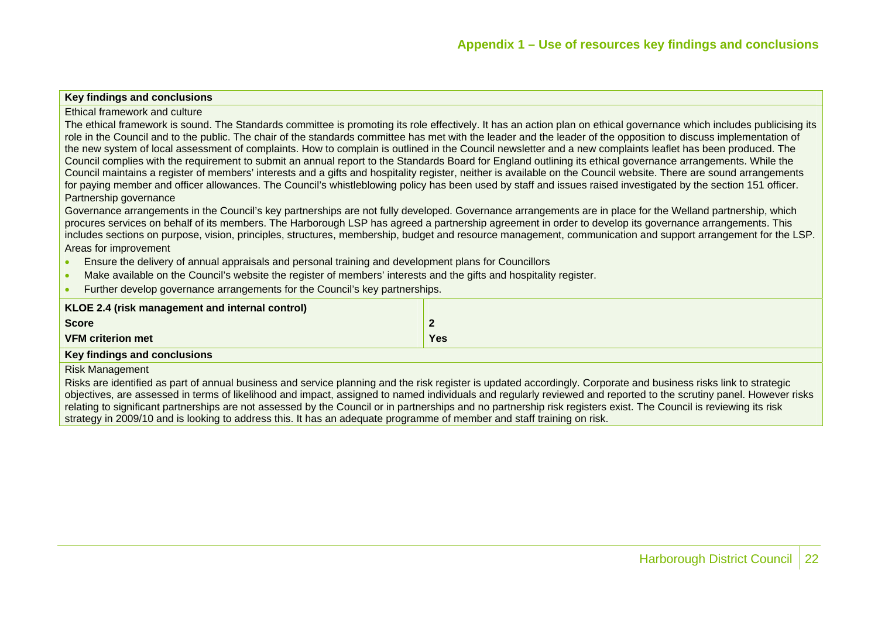## Appendix 1 – Use of resources key findings and conclusions

**Key findings and conclusions**

Ethical framework and culture

The ethical framework is sound. The Standards committee is promoting its role effectively. It has an action plan on ethical governance which includes publicising its role in the Council and to the public. The chair of the standards committee has met with the leader and the leader of the opposition to discuss implementation of the new system of local assessment of complaints. How to complain is outlined in the Council newsletter and a new complaints leaflet has been produced. The Council complies with the requirement to submit an annual report to the Standards Board for England outlining its ethical governance arrangements. While the Council maintains a register of members' interests and a gifts and hospitality register, neither is available on the Council website. There are sound arrangements for paying member and officer allowances. The Council's whistleblowing policy has been used by staff and issues raised investigated by the section 151 officer.

Partnership governance

Governance arrangements in the Council's key partnerships are not fully developed. Governance arrangements are in place for the Welland partnership, which procures services on behalf of its members. The Harborough LSP has agreed a partnership agreement in order to develop its governance arrangements. This includes sections on purpose, vision, principles, structures, membership, budget and resource management, communication and support arrangement for the LSP.

Areas for improvement

- Ensure the delivery of annual appraisals and personal training and development plans for Councillors
- Make available on the Council's website the register of members' interests and the gifts and hospitality register.
- Further develop governance arrangements for the Council's key partnerships.

| **KLOE 2.4 (risk management and internal control)** | |
|---|---|
| **Score** | **2** |
| **VFM criterion met** | **Yes** |

**Key findings and conclusions**

Risk Management

Risks are identified as part of annual business and service planning and the risk register is updated accordingly. Corporate and business risks link to strategic objectives, are assessed in terms of likelihood and impact, assigned to named individuals and regularly reviewed and reported to the scrutiny panel. However risks relating to significant partnerships are not assessed by the Council or in partnerships and no partnership risk registers exist. The Council is reviewing its risk strategy in 2009/10 and is looking to address this. It has an adequate programme of member and staff training on risk.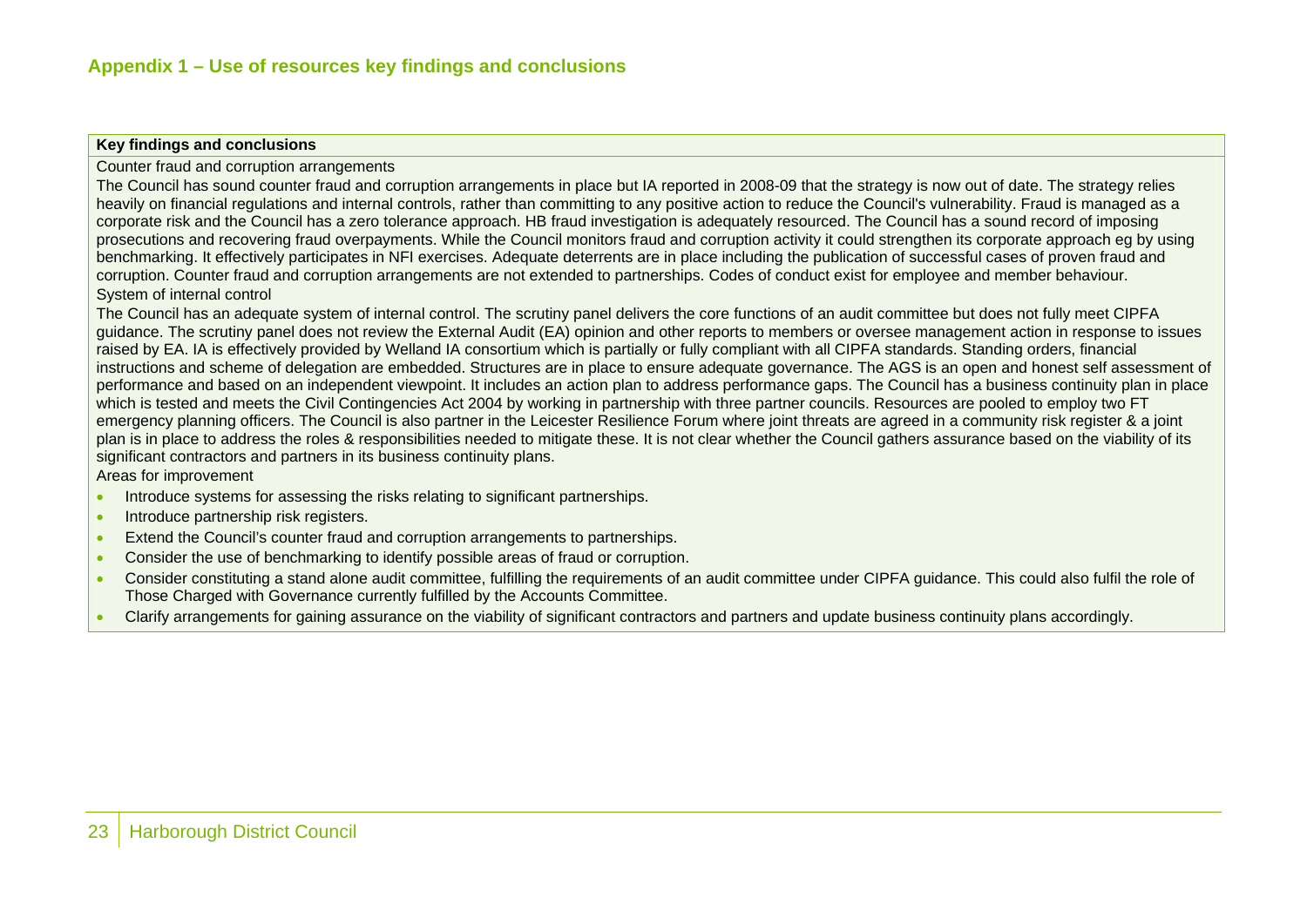## Appendix 1 – Use of resources key findings and conclusions

**Key findings and conclusions**

Counter fraud and corruption arrangements

The Council has sound counter fraud and corruption arrangements in place but IA reported in 2008-09 that the strategy is now out of date. The strategy relies heavily on financial regulations and internal controls, rather than committing to any positive action to reduce the Council's vulnerability. Fraud is managed as a corporate risk and the Council has a zero tolerance approach. HB fraud investigation is adequately resourced. The Council has a sound record of imposing prosecutions and recovering fraud overpayments. While the Council monitors fraud and corruption activity it could strengthen its corporate approach eg by using benchmarking. It effectively participates in NFI exercises. Adequate deterrents are in place including the publication of successful cases of proven fraud and corruption. Counter fraud and corruption arrangements are not extended to partnerships. Codes of conduct exist for employee and member behaviour.

System of internal control

The Council has an adequate system of internal control. The scrutiny panel delivers the core functions of an audit committee but does not fully meet CIPFA guidance. The scrutiny panel does not review the External Audit (EA) opinion and other reports to members or oversee management action in response to issues raised by EA. IA is effectively provided by Welland IA consortium which is partially or fully compliant with all CIPFA standards. Standing orders, financial instructions and scheme of delegation are embedded. Structures are in place to ensure adequate governance. The AGS is an open and honest self assessment of performance and based on an independent viewpoint. It includes an action plan to address performance gaps. The Council has a business continuity plan in place which is tested and meets the Civil Contingencies Act 2004 by working in partnership with three partner councils. Resources are pooled to employ two FT emergency planning officers. The Council is also partner in the Leicester Resilience Forum where joint threats are agreed in a community risk register & a joint plan is in place to address the roles & responsibilities needed to mitigate these. It is not clear whether the Council gathers assurance based on the viability of its significant contractors and partners in its business continuity plans.

Areas for improvement

- Introduce systems for assessing the risks relating to significant partnerships.
- Introduce partnership risk registers.
- Extend the Council's counter fraud and corruption arrangements to partnerships.
- Consider the use of benchmarking to identify possible areas of fraud or corruption.
- Consider constituting a stand alone audit committee, fulfilling the requirements of an audit committee under CIPFA guidance. This could also fulfil the role of Those Charged with Governance currently fulfilled by the Accounts Committee.
- Clarify arrangements for gaining assurance on the viability of significant contractors and partners and update business continuity plans accordingly.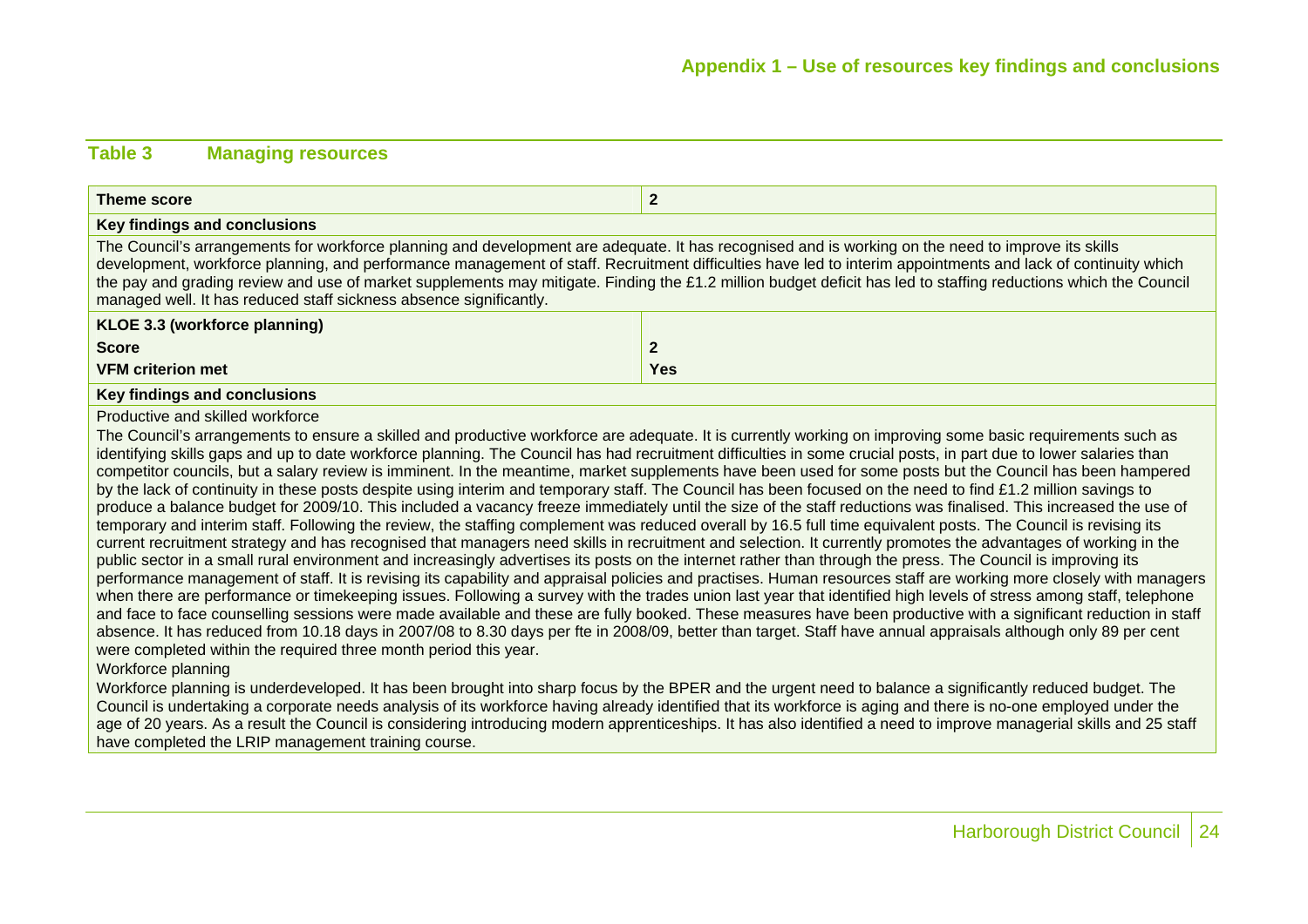## Appendix 1 – Use of resources key findings and conclusions

### Table 3 Managing resources

| Theme score | 2 |
|---|---|
| **Key findings and conclusions** | |
| The Council's arrangements for workforce planning and development are adequate. It has recognised and is working on the need to improve its skills development, workforce planning, and performance management of staff. Recruitment difficulties have led to interim appointments and lack of continuity which the pay and grading review and use of market supplements may mitigate. Finding the £1.2 million budget deficit has led to staffing reductions which the Council managed well. It has reduced staff sickness absence significantly. | |
| **KLOE 3.3 (workforce planning)** | |
| **Score** | **2** |
| **VFM criterion met** | **Yes** |
| **Key findings and conclusions** | |
| Productive and skilled workforce<br>The Council's arrangements to ensure a skilled and productive workforce are adequate. It is currently working on improving some basic requirements such as identifying skills gaps and up to date workforce planning. The Council has had recruitment difficulties in some crucial posts, in part due to lower salaries than competitor councils, but a salary review is imminent. In the meantime, market supplements have been used for some posts but the Council has been hampered by the lack of continuity in these posts despite using interim and temporary staff. The Council has been focused on the need to find £1.2 million savings to produce a balance budget for 2009/10. This included a vacancy freeze immediately until the size of the staff reductions was finalised. This increased the use of temporary and interim staff. Following the review, the staffing complement was reduced overall by 16.5 full time equivalent posts. The Council is revising its current recruitment strategy and has recognised that managers need skills in recruitment and selection. It currently promotes the advantages of working in the public sector in a small rural environment and increasingly advertises its posts on the internet rather than through the press. The Council is improving its performance management of staff. It is revising its capability and appraisal policies and practises. Human resources staff are working more closely with managers when there are performance or timekeeping issues. Following a survey with the trades union last year that identified high levels of stress among staff, telephone and face to face counselling sessions were made available and these are fully booked. These measures have been productive with a significant reduction in staff absence. It has reduced from 10.18 days in 2007/08 to 8.30 days per fte in 2008/09, better than target. Staff have annual appraisals although only 89 per cent were completed within the required three month period this year.<br>Workforce planning<br>Workforce planning is underdeveloped. It has been brought into sharp focus by the BPER and the urgent need to balance a significantly reduced budget. The Council is undertaking a corporate needs analysis of its workforce having already identified that its workforce is aging and there is no-one employed under the age of 20 years. As a result the Council is considering introducing modern apprenticeships. It has also identified a need to improve managerial skills and 25 staff have completed the LRIP management training course. | |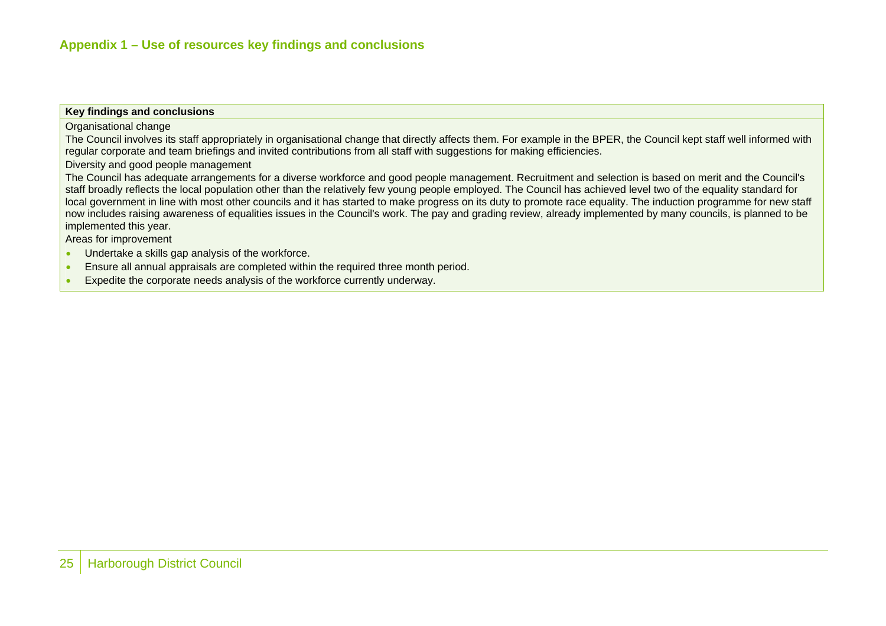## Appendix 1 – Use of resources key findings and conclusions

| Key findings and conclusions |
| --- |
| Organisational change<br>The Council involves its staff appropriately in organisational change that directly affects them. For example in the BPER, the Council kept staff well informed with regular corporate and team briefings and invited contributions from all staff with suggestions for making efficiencies.<br>Diversity and good people management<br>The Council has adequate arrangements for a diverse workforce and good people management. Recruitment and selection is based on merit and the Council's staff broadly reflects the local population other than the relatively few young people employed. The Council has achieved level two of the equality standard for local government in line with most other councils and it has started to make progress on its duty to promote race equality. The induction programme for new staff now includes raising awareness of equalities issues in the Council's work. The pay and grading review, already implemented by many councils, is planned to be implemented this year.<br>Areas for improvement<br>• Undertake a skills gap analysis of the workforce.<br>• Ensure all annual appraisals are completed within the required three month period.<br>• Expedite the corporate needs analysis of the workforce currently underway. |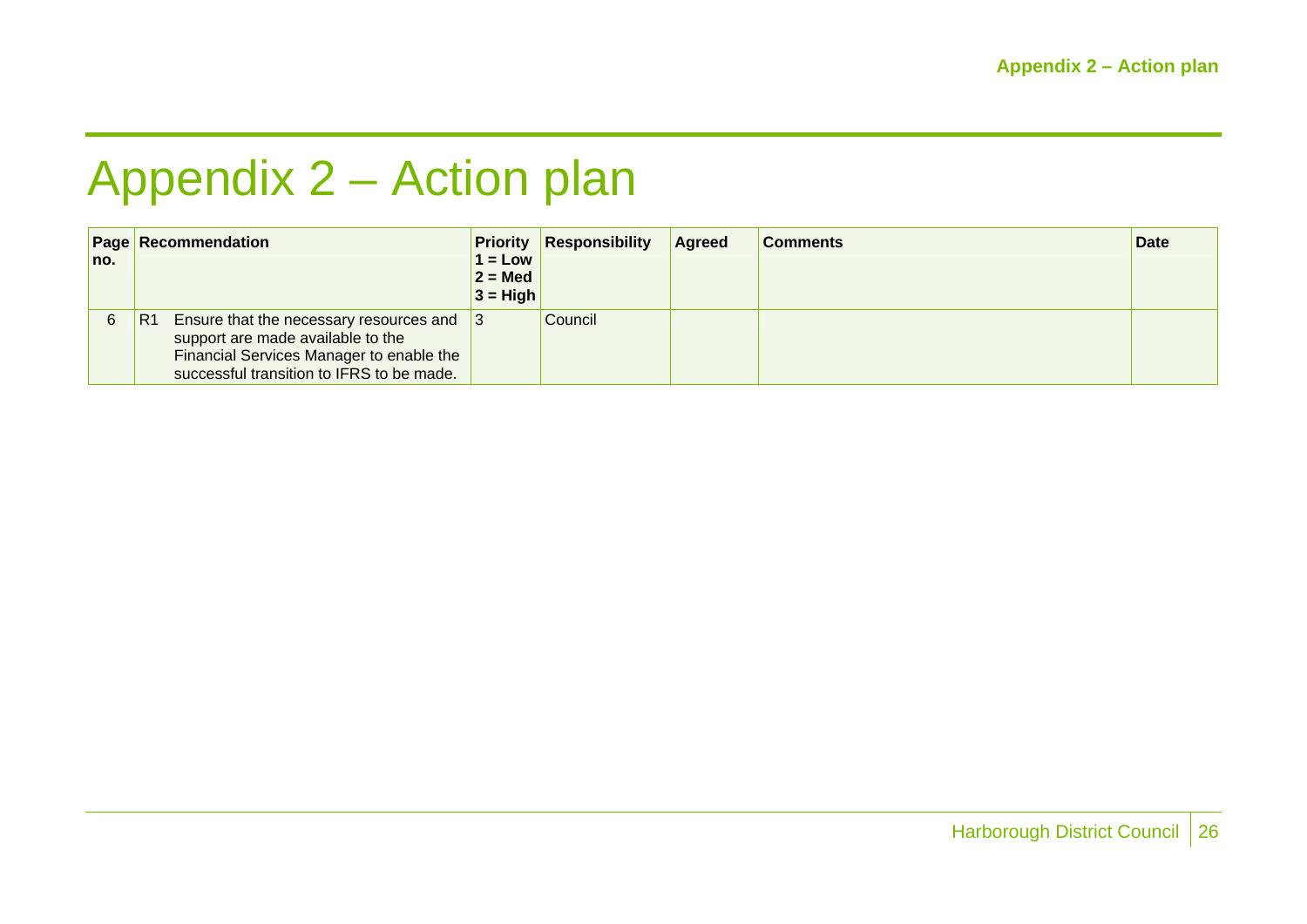# Appendix 2 – Action plan

| Page no. | Recommendation | | Priority 1 = Low 2 = Med 3 = High | Responsibility | Agreed | Comments | Date |
|---|---|---|---|---|---|---|---|
| 6 | R1 | Ensure that the necessary resources and support are made available to the Financial Services Manager to enable the successful transition to IFRS to be made. | 3 | Council | | | |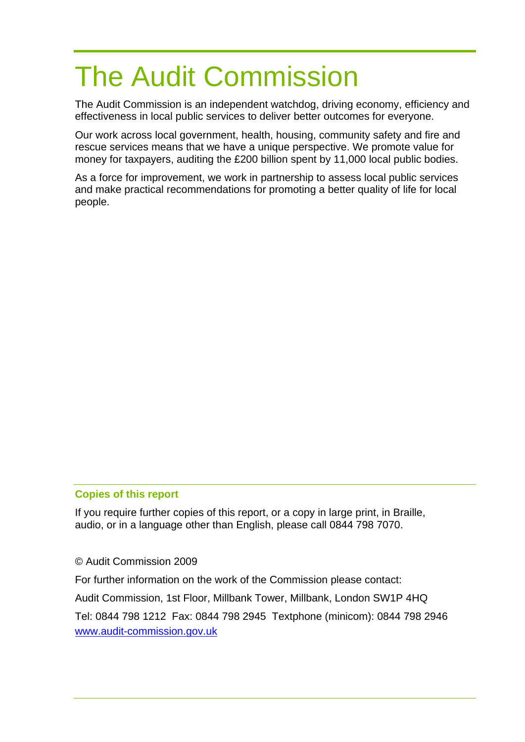# The Audit Commission

The Audit Commission is an independent watchdog, driving economy, efficiency and effectiveness in local public services to deliver better outcomes for everyone.

Our work across local government, health, housing, community safety and fire and rescue services means that we have a unique perspective. We promote value for money for taxpayers, auditing the £200 billion spent by 11,000 local public bodies.

As a force for improvement, we work in partnership to assess local public services and make practical recommendations for promoting a better quality of life for local people.

### Copies of this report

If you require further copies of this report, or a copy in large print, in Braille, audio, or in a language other than English, please call 0844 798 7070.

© Audit Commission 2009

For further information on the work of the Commission please contact:

Audit Commission, 1st Floor, Millbank Tower, Millbank, London SW1P 4HQ

Tel: 0844 798 1212 Fax: 0844 798 2945 Textphone (minicom): 0844 798 2946
www.audit-commission.gov.uk